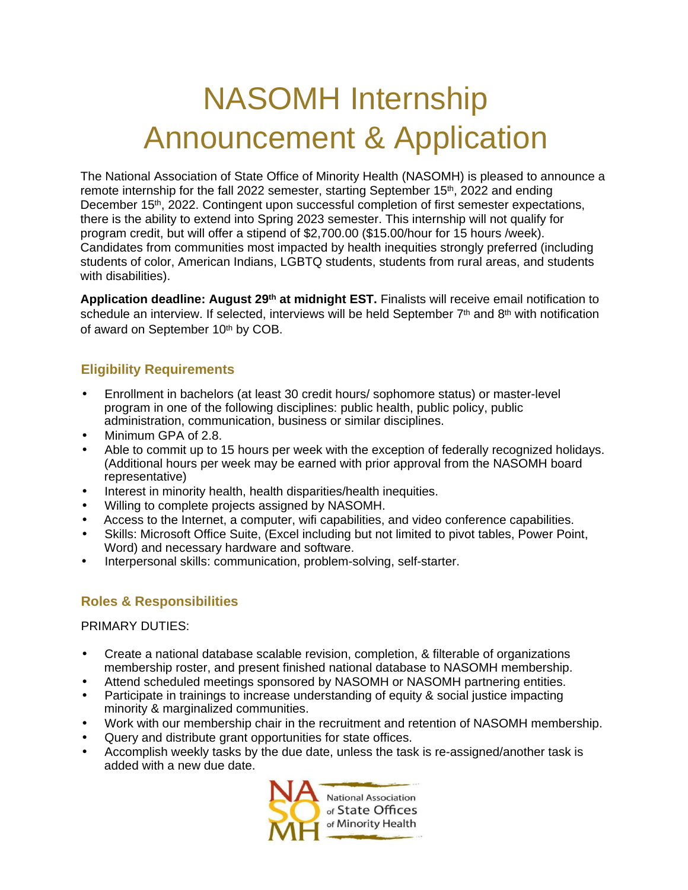# NASOMH Internship Announcement & Application

The National Association of State Office of Minority Health (NASOMH) is pleased to announce a remote internship for the fall 2022 semester, starting September 15th, 2022 and ending December 15th, 2022. Contingent upon successful completion of first semester expectations, there is the ability to extend into Spring 2023 semester. This internship will not qualify for program credit, but will offer a stipend of $2,700.00 ($15.00/hour for 15 hours /week). Candidates from communities most impacted by health inequities strongly preferred (including students of color, American Indians, LGBTQ students, students from rural areas, and students with disabilities).

**Application deadline: August 29th at midnight EST.** Finalists will receive email notification to schedule an interview. If selected, interviews will be held September 7th and 8th with notification of award on September 10th by COB.

## Eligibility Requirements

- Enrollment in bachelors (at least 30 credit hours/ sophomore status) or master-level program in one of the following disciplines: public health, public policy, public administration, communication, business or similar disciplines.
- Minimum GPA of 2.8.
- Able to commit up to 15 hours per week with the exception of federally recognized holidays. (Additional hours per week may be earned with prior approval from the NASOMH board representative)
- Interest in minority health, health disparities/health inequities.
- Willing to complete projects assigned by NASOMH.
- Access to the Internet, a computer, wifi capabilities, and video conference capabilities.
- Skills: Microsoft Office Suite, (Excel including but not limited to pivot tables, Power Point, Word) and necessary hardware and software.
- Interpersonal skills: communication, problem-solving, self-starter.

## Roles & Responsibilities

PRIMARY DUTIES:

- Create a national database scalable revision, completion, & filterable of organizations membership roster, and present finished national database to NASOMH membership.
- Attend scheduled meetings sponsored by NASOMH or NASOMH partnering entities.
- Participate in trainings to increase understanding of equity & social justice impacting minority & marginalized communities.
- Work with our membership chair in the recruitment and retention of NASOMH membership.
- Query and distribute grant opportunities for state offices.
- Accomplish weekly tasks by the due date, unless the task is re-assigned/another task is added with a new due date.

NASOMH National Association of State Offices of Minority Health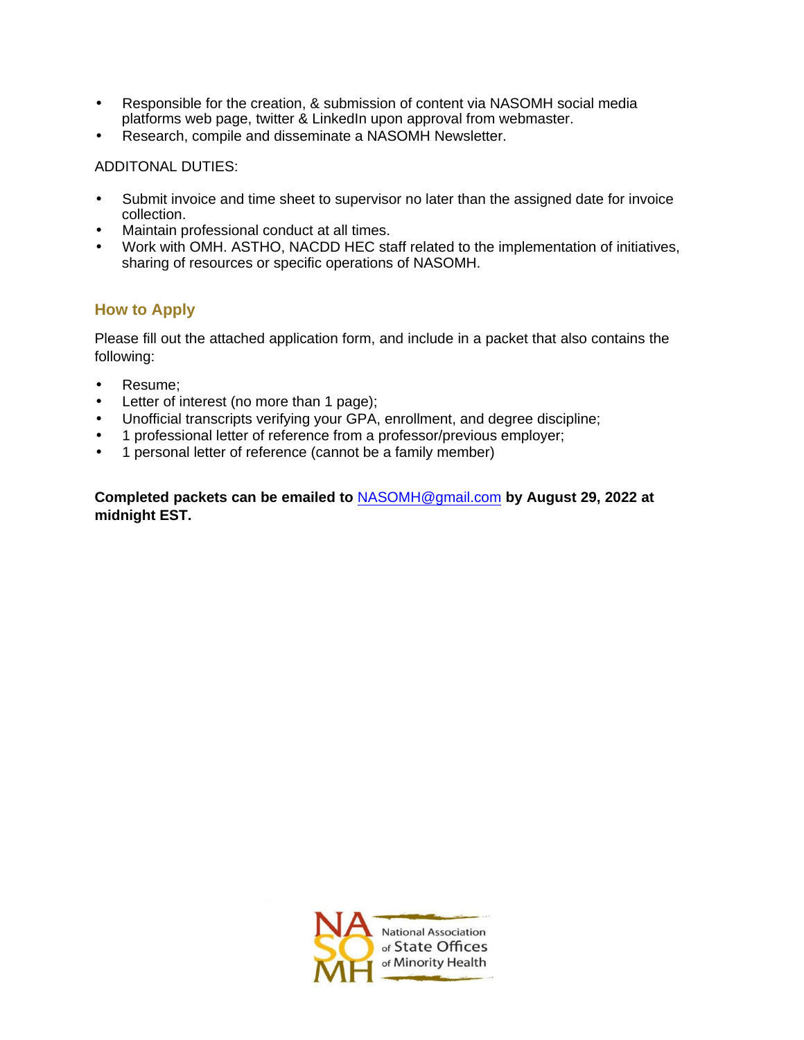- Responsible for the creation, & submission of content via NASOMH social media platforms web page, twitter & LinkedIn upon approval from webmaster.
- Research, compile and disseminate a NASOMH Newsletter.

ADDITONAL DUTIES:

- Submit invoice and time sheet to supervisor no later than the assigned date for invoice collection.
- Maintain professional conduct at all times.
- Work with OMH. ASTHO, NACDD HEC staff related to the implementation of initiatives, sharing of resources or specific operations of NASOMH.

## How to Apply

Please fill out the attached application form, and include in a packet that also contains the following:

- Resume;
- Letter of interest (no more than 1 page);
- Unofficial transcripts verifying your GPA, enrollment, and degree discipline;
- 1 professional letter of reference from a professor/previous employer;
- 1 personal letter of reference (cannot be a family member)

**Completed packets can be emailed to** NASOMH@gmail.com **by August 29, 2022 at midnight EST.**

NASOMH National Association of State Offices of Minority Health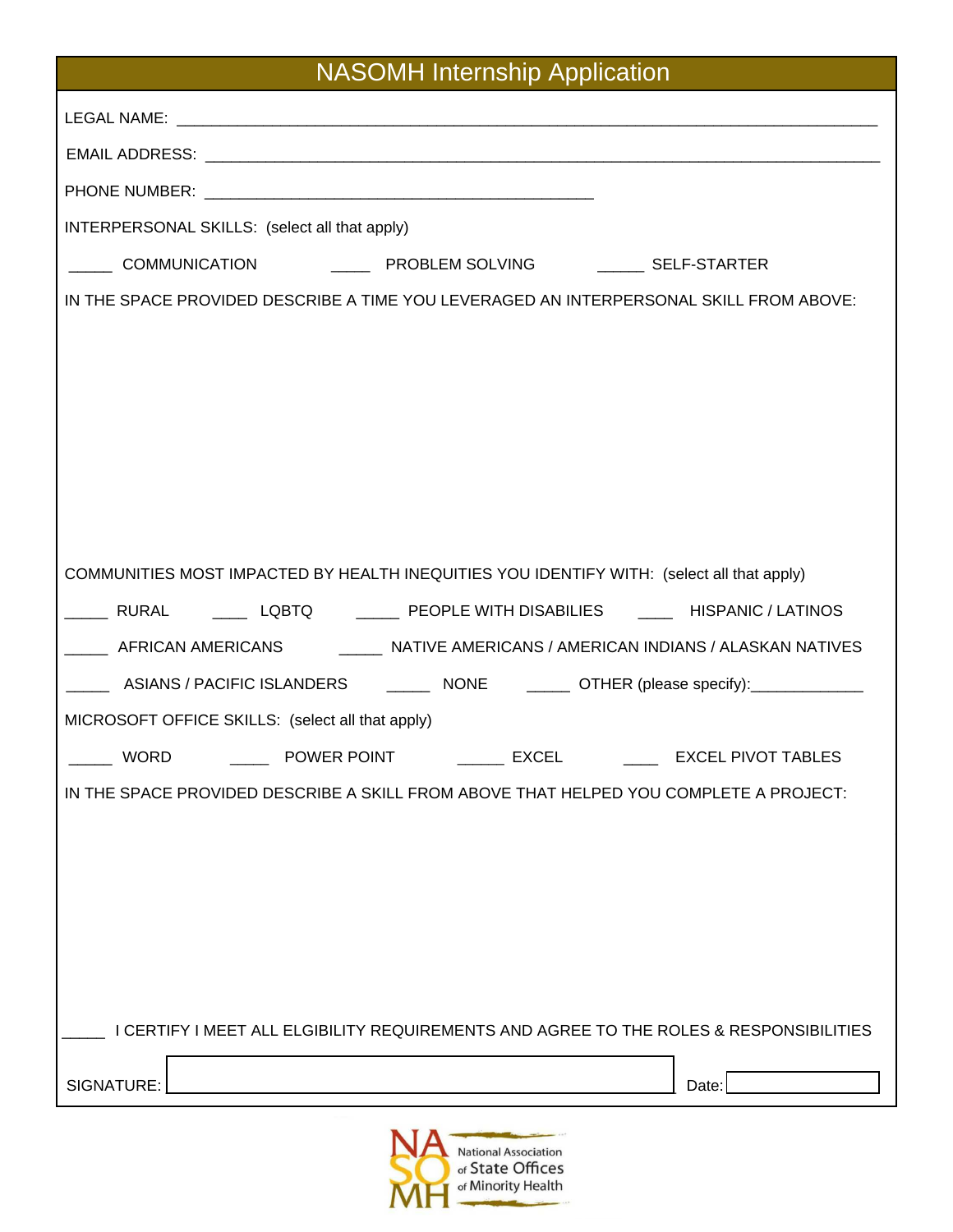# NASOMH Internship Application

LEGAL NAME: _______________________________________________________________________________

EMAIL ADDRESS: ____________________________________________________________________________

PHONE NUMBER: ____________________________________________

INTERPERSONAL SKILLS: (select all that apply)

_____ COMMUNICATION _____ PROBLEM SOLVING _____ SELF-STARTER

IN THE SPACE PROVIDED DESCRIBE A TIME YOU LEVERAGED AN INTERPERSONAL SKILL FROM ABOVE:

COMMUNITIES MOST IMPACTED BY HEALTH INEQUITIES YOU IDENTIFY WITH: (select all that apply)

_____ RURAL ____ LQBTQ _____ PEOPLE WITH DISABILIES ____ HISPANIC / LATINOS

_____ AFRICAN AMERICANS _____ NATIVE AMERICANS / AMERICAN INDIANS / ALASKAN NATIVES

_____ ASIANS / PACIFIC ISLANDERS _____ NONE _____ OTHER (please specify):_____________

MICROSOFT OFFICE SKILLS: (select all that apply)

_____ WORD _____ POWER POINT _____ EXCEL ____ EXCEL PIVOT TABLES

IN THE SPACE PROVIDED DESCRIBE A SKILL FROM ABOVE THAT HELPED YOU COMPLETE A PROJECT:

_____ I CERTIFY I MEET ALL ELGIBILITY REQUIREMENTS AND AGREE TO THE ROLES & RESPONSIBILITIES

SIGNATURE: ______________________ Date: __________

NASOMH National Association of State Offices of Minority Health